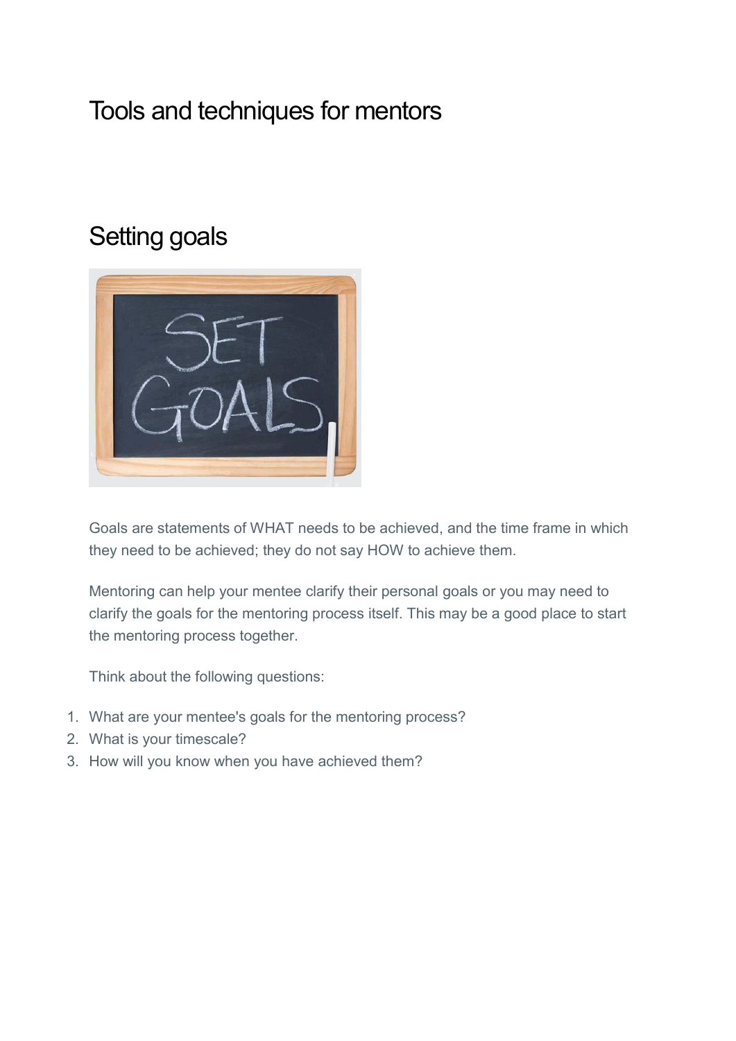# Tools and techniques for mentors

## Setting goals

Goals are statements of WHAT needs to be achieved, and the time frame in which they need to be achieved; they do not say HOW to achieve them.

Mentoring can help your mentee clarify their personal goals or you may need to clarify the goals for the mentoring process itself. This may be a good place to start the mentoring process together.

Think about the following questions:

1. What are your mentee's goals for the mentoring process?
2. What is your timescale?
3. How will you know when you have achieved them?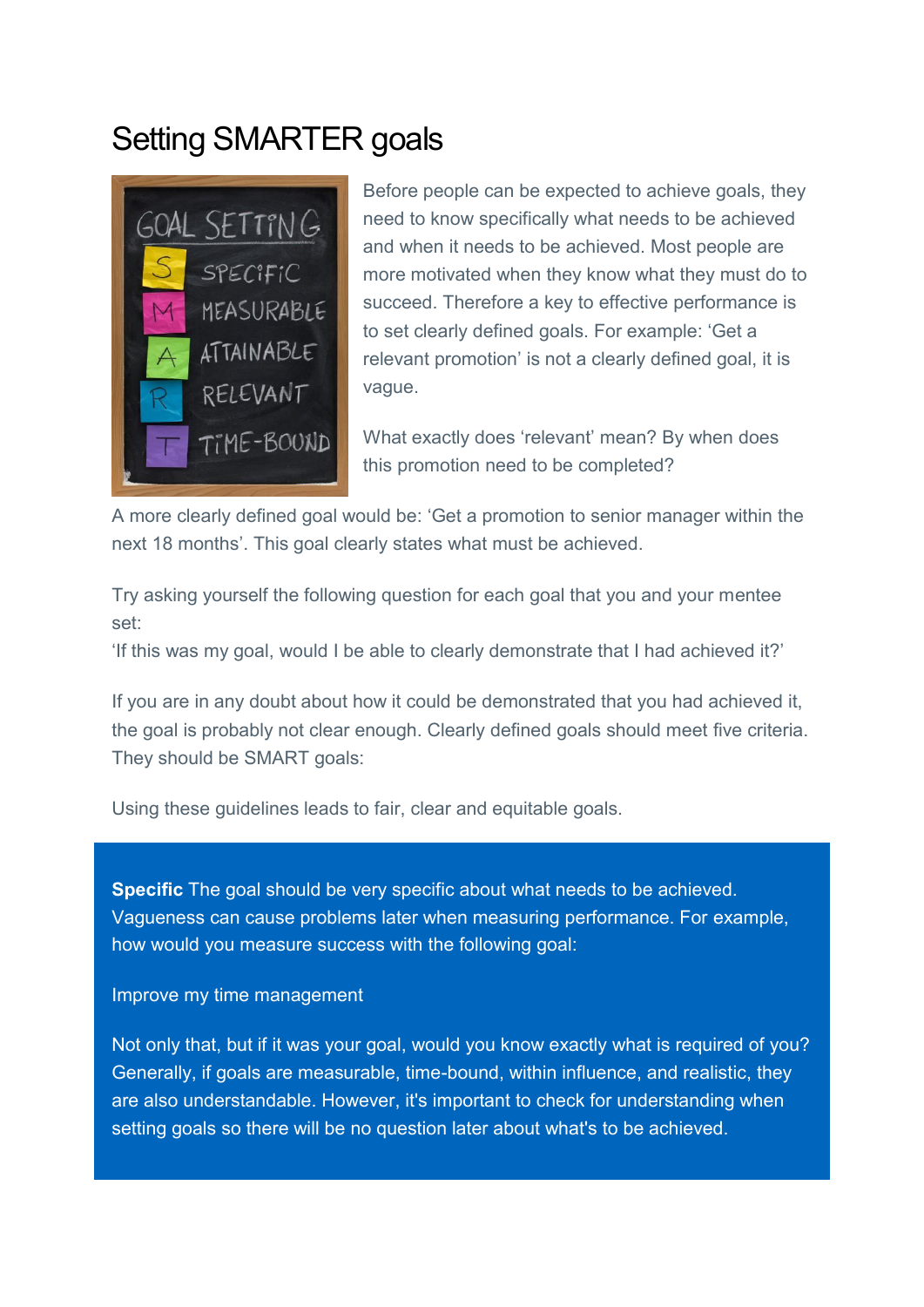# Setting SMARTER goals

Before people can be expected to achieve goals, they need to know specifically what needs to be achieved and when it needs to be achieved. Most people are more motivated when they know what they must do to succeed. Therefore a key to effective performance is to set clearly defined goals. For example: 'Get a relevant promotion' is not a clearly defined goal, it is vague.

What exactly does 'relevant' mean? By when does this promotion need to be completed?

A more clearly defined goal would be: 'Get a promotion to senior manager within the next 18 months'. This goal clearly states what must be achieved.

Try asking yourself the following question for each goal that you and your mentee set:
'If this was my goal, would I be able to clearly demonstrate that I had achieved it?'

If you are in any doubt about how it could be demonstrated that you had achieved it, the goal is probably not clear enough. Clearly defined goals should meet five criteria. They should be SMART goals:

Using these guidelines leads to fair, clear and equitable goals.

**Specific** The goal should be very specific about what needs to be achieved. Vagueness can cause problems later when measuring performance. For example, how would you measure success with the following goal:

Improve my time management

Not only that, but if it was your goal, would you know exactly what is required of you? Generally, if goals are measurable, time-bound, within influence, and realistic, they are also understandable. However, it's important to check for understanding when setting goals so there will be no question later about what's to be achieved.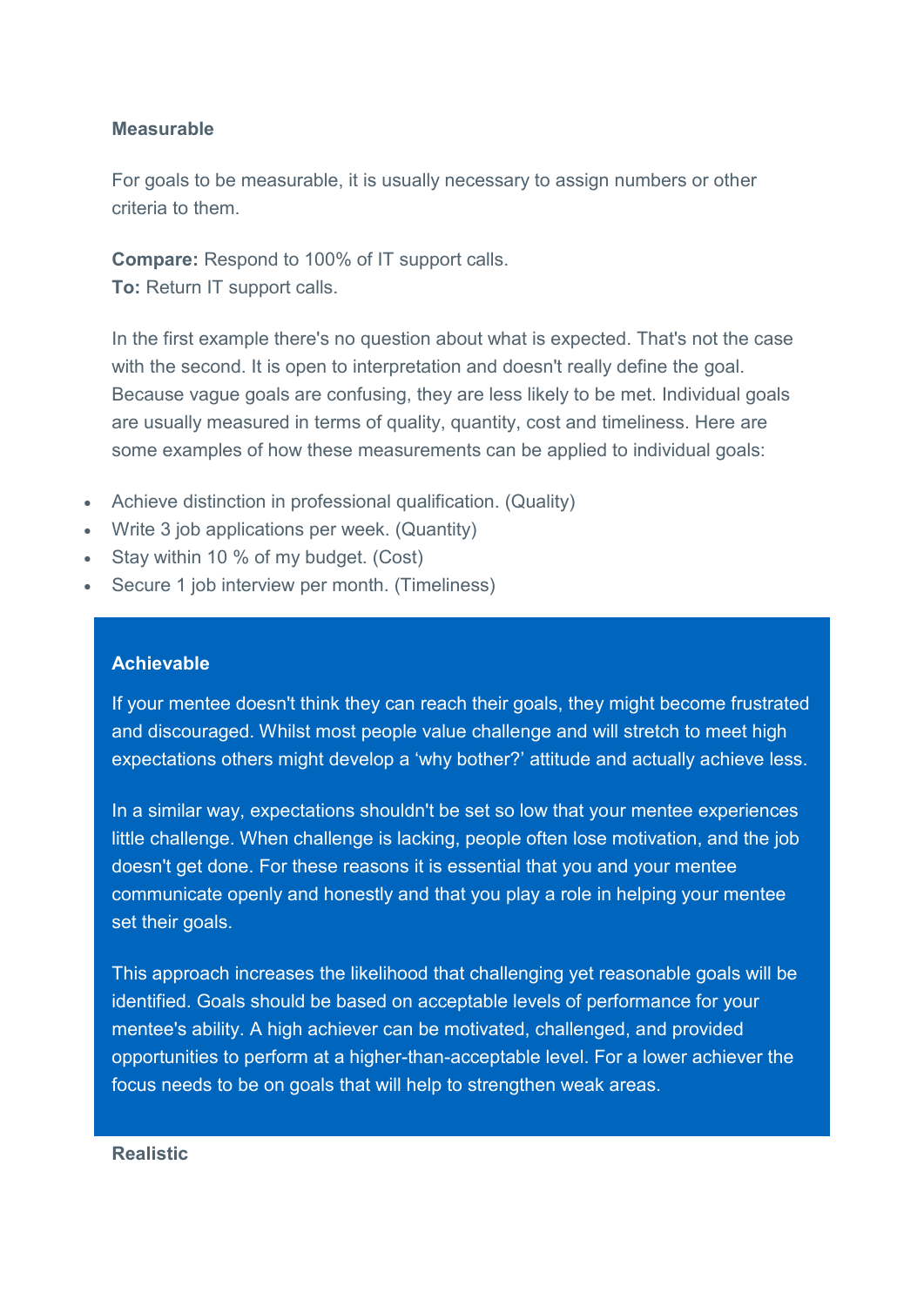### Measurable

For goals to be measurable, it is usually necessary to assign numbers or other criteria to them.

**Compare:** Respond to 100% of IT support calls.
**To:** Return IT support calls.

In the first example there's no question about what is expected. That's not the case with the second. It is open to interpretation and doesn't really define the goal. Because vague goals are confusing, they are less likely to be met. Individual goals are usually measured in terms of quality, quantity, cost and timeliness. Here are some examples of how these measurements can be applied to individual goals:

- Achieve distinction in professional qualification. (Quality)
- Write 3 job applications per week. (Quantity)
- Stay within 10 % of my budget. (Cost)
- Secure 1 job interview per month. (Timeliness)

### Achievable

If your mentee doesn't think they can reach their goals, they might become frustrated and discouraged. Whilst most people value challenge and will stretch to meet high expectations others might develop a ‘why bother?’ attitude and actually achieve less.

In a similar way, expectations shouldn't be set so low that your mentee experiences little challenge. When challenge is lacking, people often lose motivation, and the job doesn't get done. For these reasons it is essential that you and your mentee communicate openly and honestly and that you play a role in helping your mentee set their goals.

This approach increases the likelihood that challenging yet reasonable goals will be identified. Goals should be based on acceptable levels of performance for your mentee's ability. A high achiever can be motivated, challenged, and provided opportunities to perform at a higher-than-acceptable level. For a lower achiever the focus needs to be on goals that will help to strengthen weak areas.

### Realistic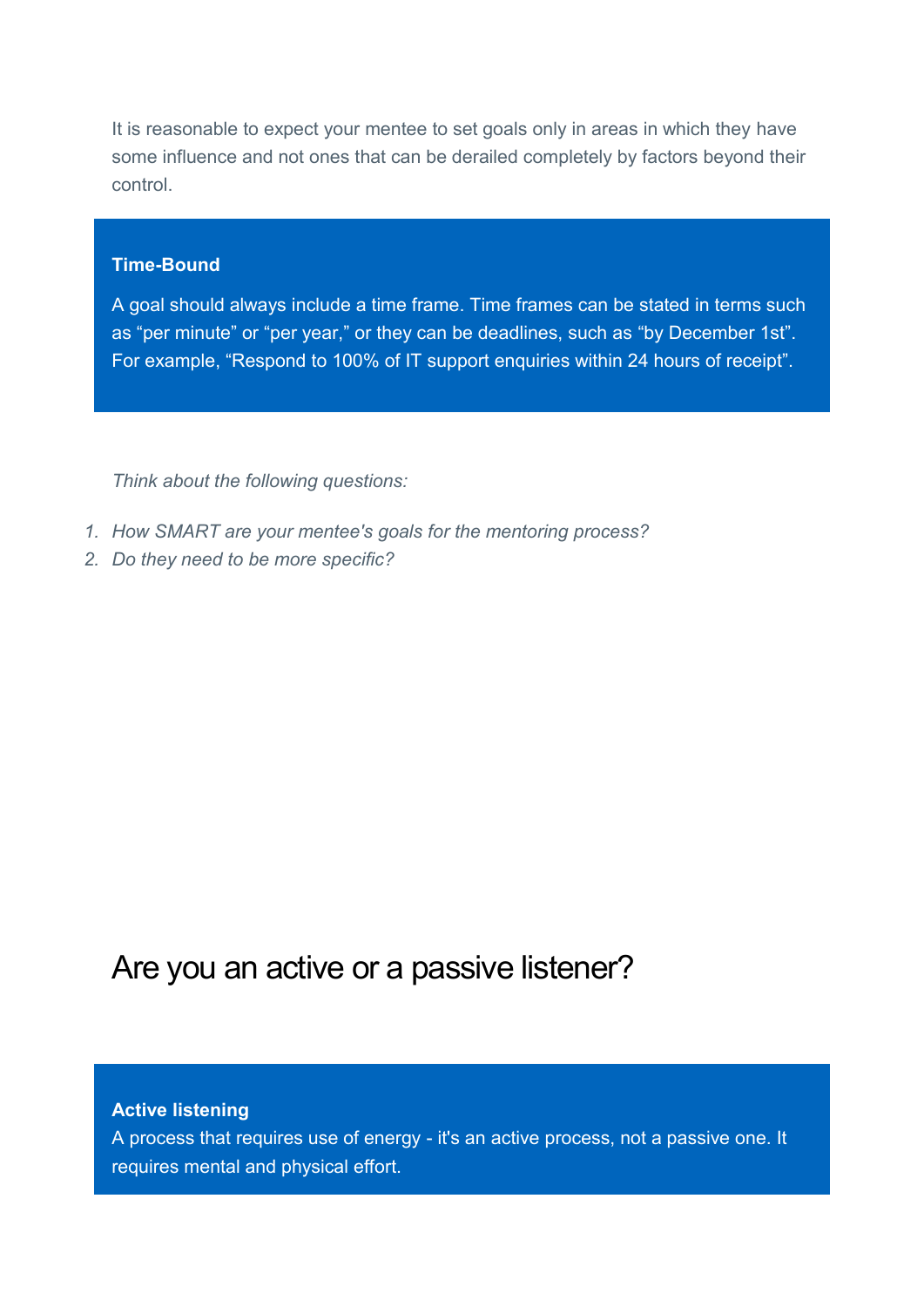It is reasonable to expect your mentee to set goals only in areas in which they have some influence and not ones that can be derailed completely by factors beyond their control.

**Time-Bound**

A goal should always include a time frame. Time frames can be stated in terms such as “per minute” or “per year,” or they can be deadlines, such as “by December 1st”. For example, “Respond to 100% of IT support enquiries within 24 hours of receipt”.

*Think about the following questions:*

1. *How SMART are your mentee's goals for the mentoring process?*
2. *Do they need to be more specific?*

## Are you an active or a passive listener?

**Active listening**
A process that requires use of energy - it's an active process, not a passive one. It requires mental and physical effort.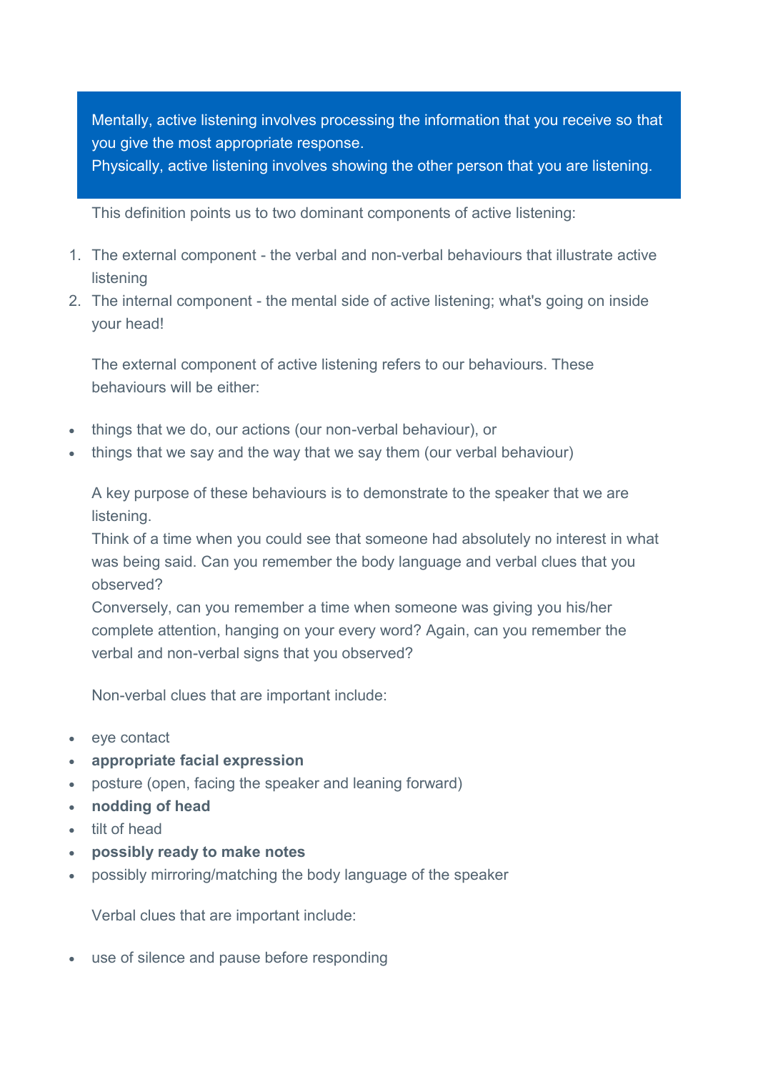> Mentally, active listening involves processing the information that you receive so that you give the most appropriate response.
> Physically, active listening involves showing the other person that you are listening.

This definition points us to two dominant components of active listening:

1. The external component - the verbal and non-verbal behaviours that illustrate active listening
2. The internal component - the mental side of active listening; what's going on inside your head!

The external component of active listening refers to our behaviours. These behaviours will be either:

- things that we do, our actions (our non-verbal behaviour), or
- things that we say and the way that we say them (our verbal behaviour)

A key purpose of these behaviours is to demonstrate to the speaker that we are listening.
Think of a time when you could see that someone had absolutely no interest in what was being said. Can you remember the body language and verbal clues that you observed?
Conversely, can you remember a time when someone was giving you his/her complete attention, hanging on your every word? Again, can you remember the verbal and non-verbal signs that you observed?

Non-verbal clues that are important include:

- eye contact
- **appropriate facial expression**
- posture (open, facing the speaker and leaning forward)
- **nodding of head**
- tilt of head
- **possibly ready to make notes**
- possibly mirroring/matching the body language of the speaker

Verbal clues that are important include:

- use of silence and pause before responding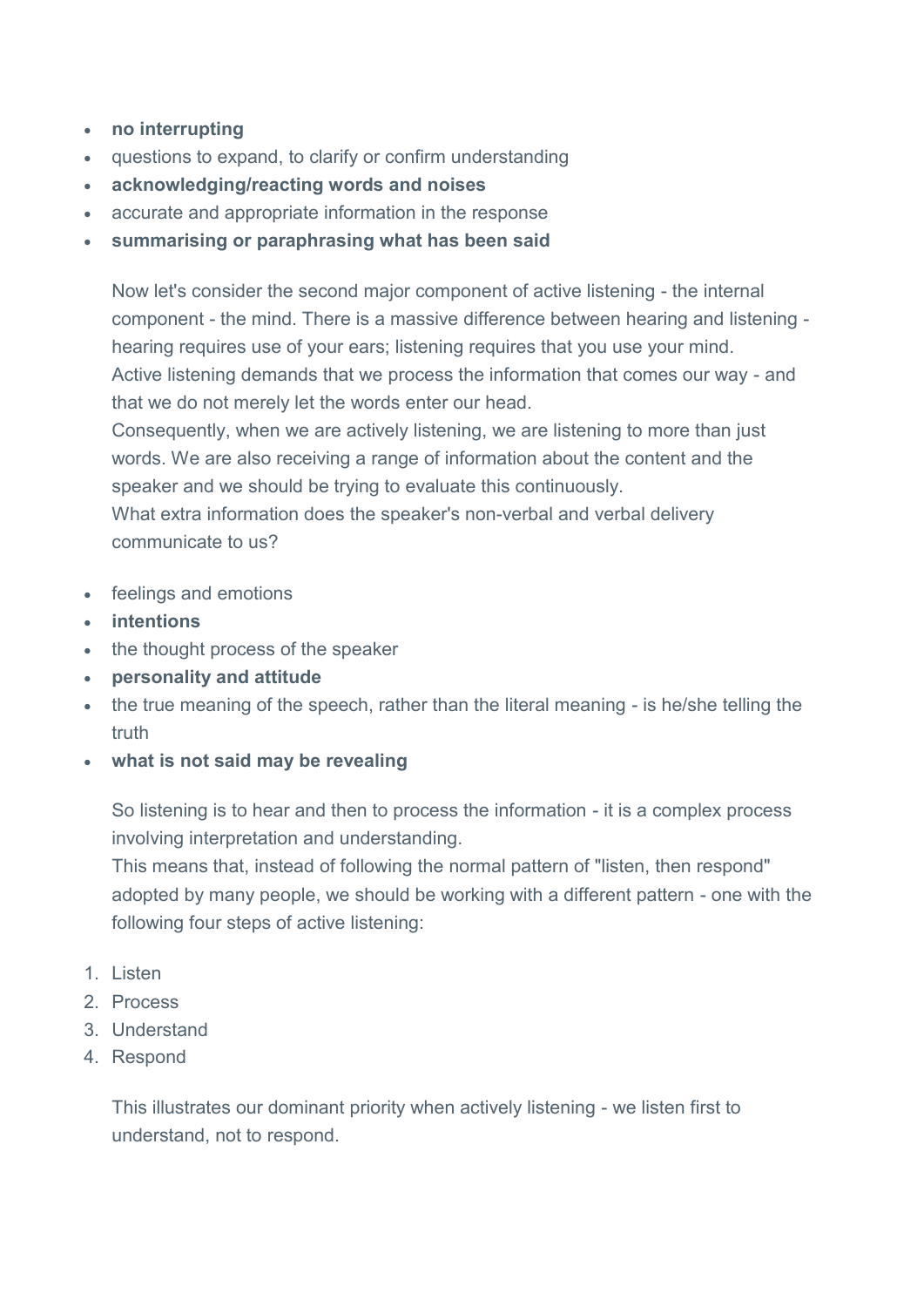- **no interrupting**
- questions to expand, to clarify or confirm understanding
- **acknowledging/reacting words and noises**
- accurate and appropriate information in the response
- **summarising or paraphrasing what has been said**

Now let's consider the second major component of active listening - the internal component - the mind. There is a massive difference between hearing and listening - hearing requires use of your ears; listening requires that you use your mind.
Active listening demands that we process the information that comes our way - and that we do not merely let the words enter our head.
Consequently, when we are actively listening, we are listening to more than just words. We are also receiving a range of information about the content and the speaker and we should be trying to evaluate this continuously.
What extra information does the speaker's non-verbal and verbal delivery communicate to us?

- feelings and emotions
- **intentions**
- the thought process of the speaker
- **personality and attitude**
- the true meaning of the speech, rather than the literal meaning - is he/she telling the truth
- **what is not said may be revealing**

So listening is to hear and then to process the information - it is a complex process involving interpretation and understanding.
This means that, instead of following the normal pattern of "listen, then respond" adopted by many people, we should be working with a different pattern - one with the following four steps of active listening:

1. Listen
2. Process
3. Understand
4. Respond

This illustrates our dominant priority when actively listening - we listen first to understand, not to respond.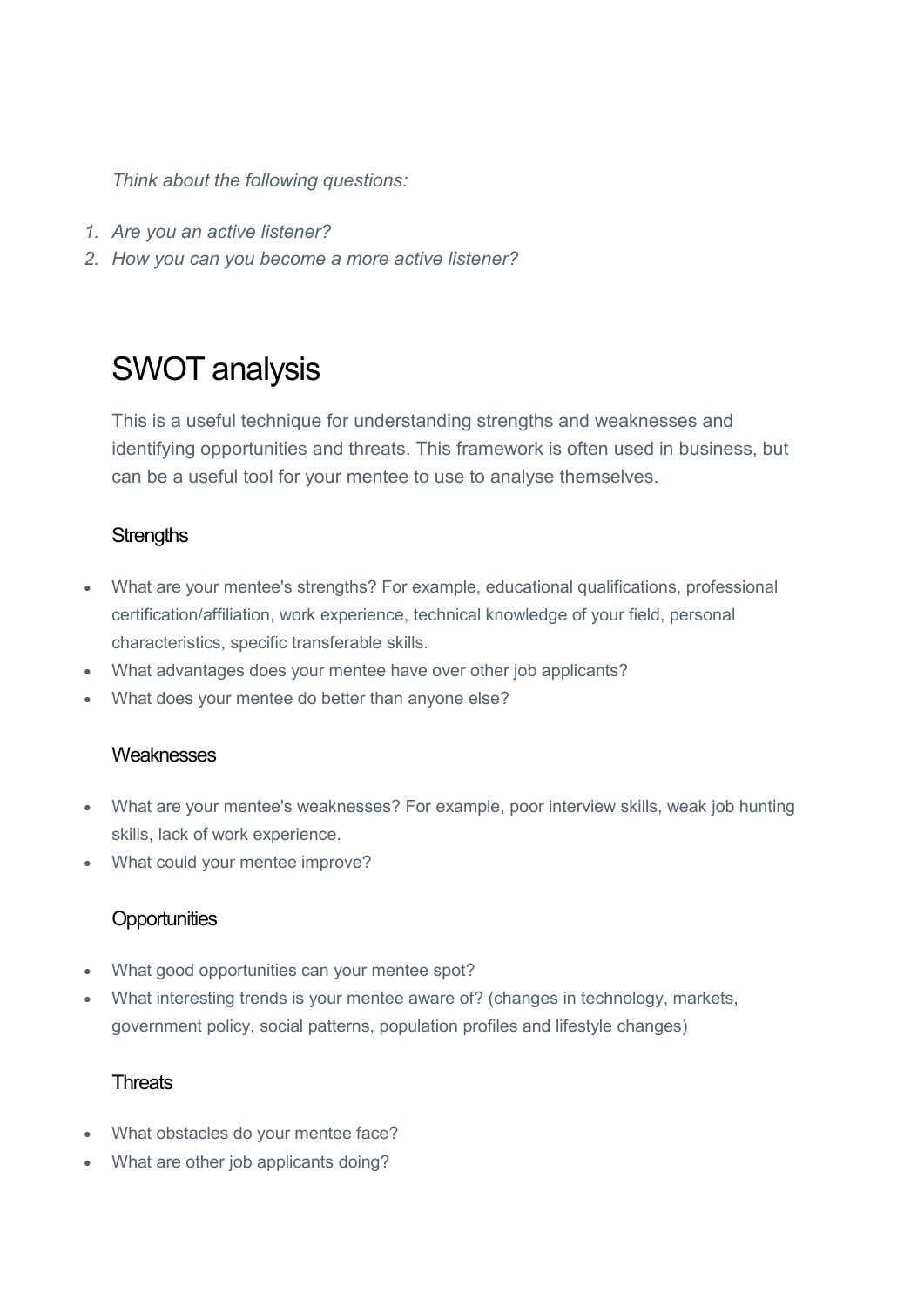*Think about the following questions:*

1. *Are you an active listener?*
2. *How you can you become a more active listener?*

# SWOT analysis

This is a useful technique for understanding strengths and weaknesses and identifying opportunities and threats. This framework is often used in business, but can be a useful tool for your mentee to use to analyse themselves.

### Strengths

- What are your mentee's strengths? For example, educational qualifications, professional certification/affiliation, work experience, technical knowledge of your field, personal characteristics, specific transferable skills.
- What advantages does your mentee have over other job applicants?
- What does your mentee do better than anyone else?

### Weaknesses

- What are your mentee's weaknesses? For example, poor interview skills, weak job hunting skills, lack of work experience.
- What could your mentee improve?

### Opportunities

- What good opportunities can your mentee spot?
- What interesting trends is your mentee aware of? (changes in technology, markets, government policy, social patterns, population profiles and lifestyle changes)

### Threats

- What obstacles do your mentee face?
- What are other job applicants doing?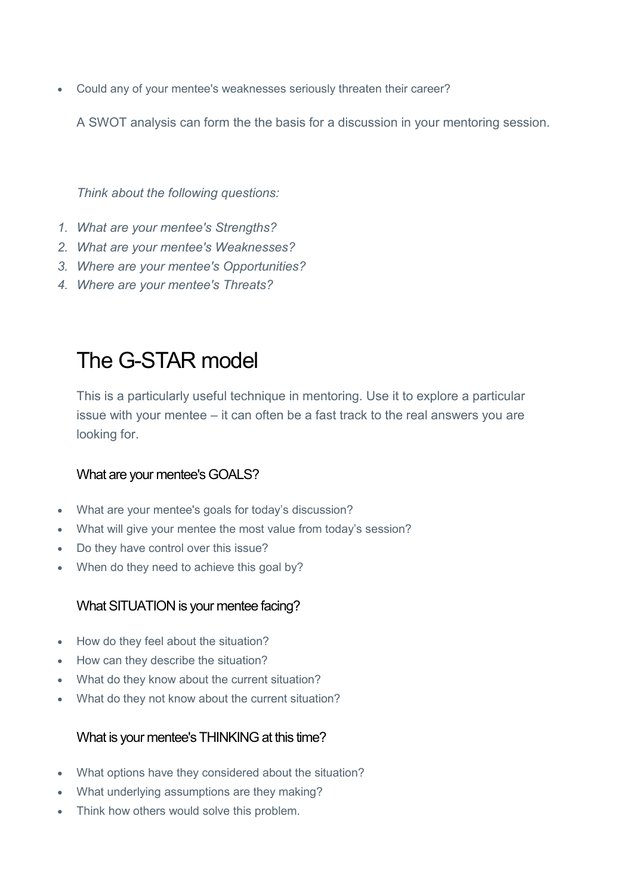- Could any of your mentee's weaknesses seriously threaten their career?

A SWOT analysis can form the the basis for a discussion in your mentoring session.

*Think about the following questions:*

1. *What are your mentee's Strengths?*
2. *What are your mentee's Weaknesses?*
3. *Where are your mentee's Opportunities?*
4. *Where are your mentee's Threats?*

# The G-STAR model

This is a particularly useful technique in mentoring. Use it to explore a particular issue with your mentee – it can often be a fast track to the real answers you are looking for.

### What are your mentee's GOALS?

- What are your mentee's goals for today's discussion?
- What will give your mentee the most value from today's session?
- Do they have control over this issue?
- When do they need to achieve this goal by?

### What SITUATION is your mentee facing?

- How do they feel about the situation?
- How can they describe the situation?
- What do they know about the current situation?
- What do they not know about the current situation?

### What is your mentee's THINKING at this time?

- What options have they considered about the situation?
- What underlying assumptions are they making?
- Think how others would solve this problem.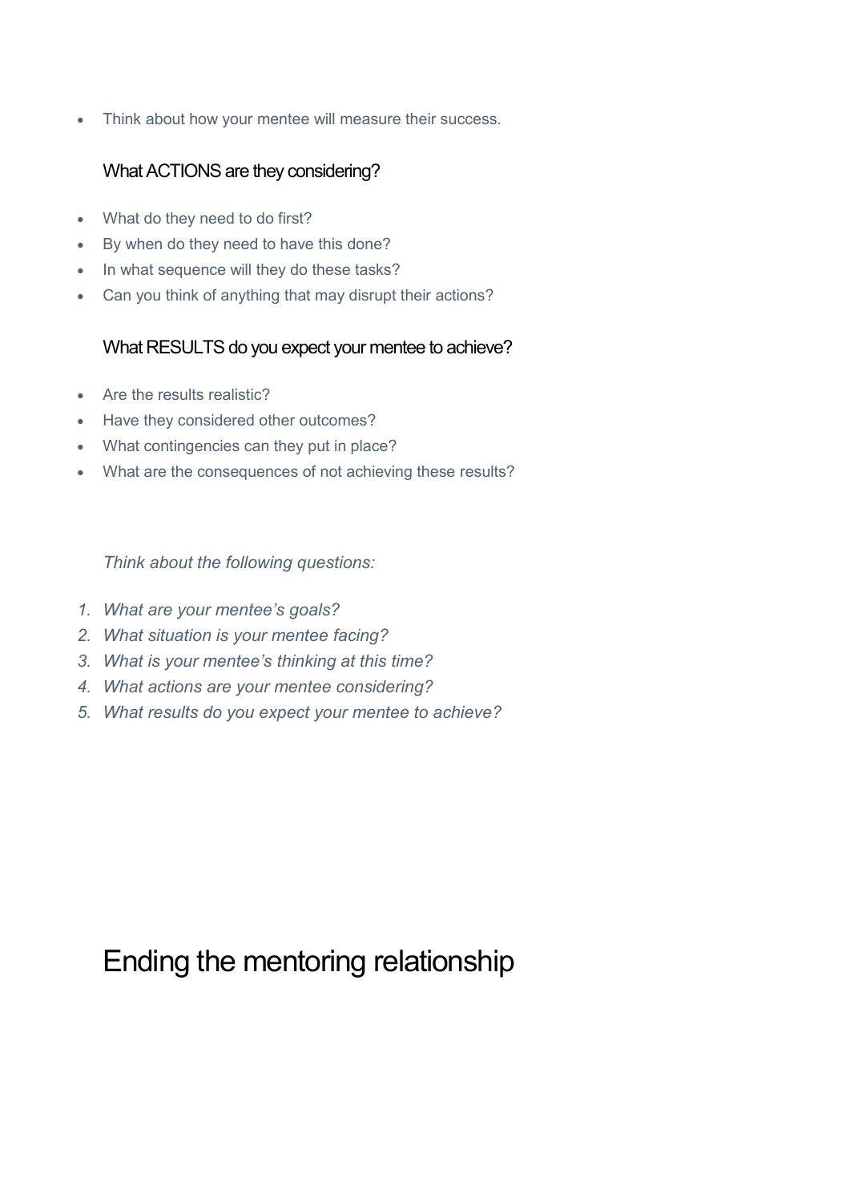- Think about how your mentee will measure their success.

### What ACTIONS are they considering?

- What do they need to do first?
- By when do they need to have this done?
- In what sequence will they do these tasks?
- Can you think of anything that may disrupt their actions?

### What RESULTS do you expect your mentee to achieve?

- Are the results realistic?
- Have they considered other outcomes?
- What contingencies can they put in place?
- What are the consequences of not achieving these results?

*Think about the following questions:*

1. *What are your mentee's goals?*
2. *What situation is your mentee facing?*
3. *What is your mentee's thinking at this time?*
4. *What actions are your mentee considering?*
5. *What results do you expect your mentee to achieve?*

# Ending the mentoring relationship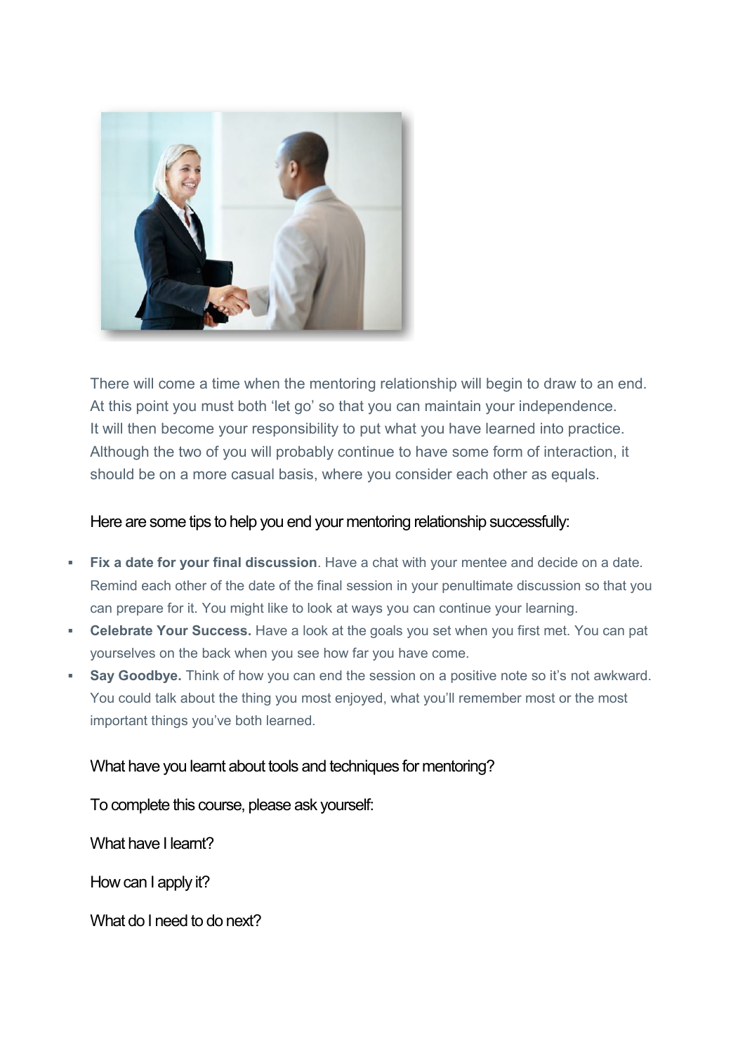There will come a time when the mentoring relationship will begin to draw to an end. At this point you must both 'let go' so that you can maintain your independence. It will then become your responsibility to put what you have learned into practice. Although the two of you will probably continue to have some form of interaction, it should be on a more casual basis, where you consider each other as equals.

### Here are some tips to help you end your mentoring relationship successfully:

- **Fix a date for your final discussion**. Have a chat with your mentee and decide on a date. Remind each other of the date of the final session in your penultimate discussion so that you can prepare for it. You might like to look at ways you can continue your learning.
- **Celebrate Your Success.** Have a look at the goals you set when you first met. You can pat yourselves on the back when you see how far you have come.
- **Say Goodbye.** Think of how you can end the session on a positive note so it's not awkward. You could talk about the thing you most enjoyed, what you'll remember most or the most important things you've both learned.

### What have you learnt about tools and techniques for mentoring?

To complete this course, please ask yourself:

What have I learnt?

How can I apply it?

What do I need to do next?